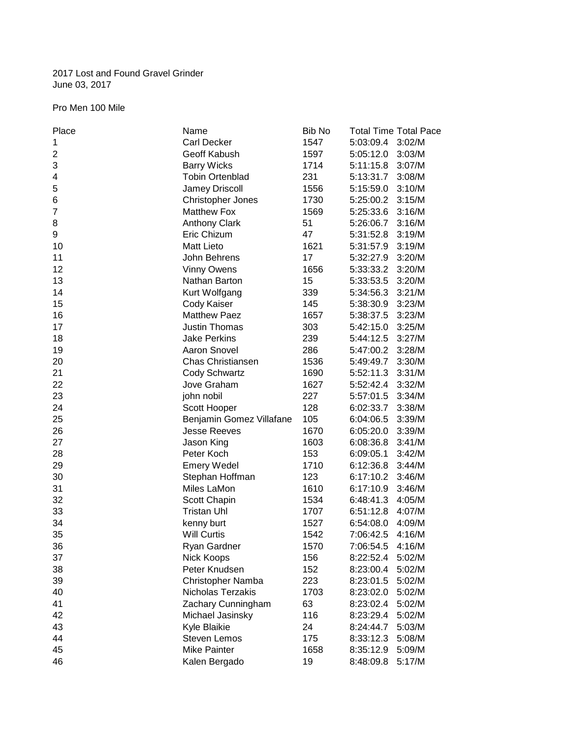2017 Lost and Found Gravel Grinder
June 03, 2017

Pro Men 100 Mile

| Place | Name | Bib No | Total Time | Total Pace |
|---|---|---|---|---|
| 1 | Carl Decker | 1547 | 5:03:09.4 | 3:02/M |
| 2 | Geoff Kabush | 1597 | 5:05:12.0 | 3:03/M |
| 3 | Barry Wicks | 1714 | 5:11:15.8 | 3:07/M |
| 4 | Tobin Ortenblad | 231 | 5:13:31.7 | 3:08/M |
| 5 | Jamey Driscoll | 1556 | 5:15:59.0 | 3:10/M |
| 6 | Christopher Jones | 1730 | 5:25:00.2 | 3:15/M |
| 7 | Matthew Fox | 1569 | 5:25:33.6 | 3:16/M |
| 8 | Anthony Clark | 51 | 5:26:06.7 | 3:16/M |
| 9 | Eric Chizum | 47 | 5:31:52.8 | 3:19/M |
| 10 | Matt Lieto | 1621 | 5:31:57.9 | 3:19/M |
| 11 | John Behrens | 17 | 5:32:27.9 | 3:20/M |
| 12 | Vinny Owens | 1656 | 5:33:33.2 | 3:20/M |
| 13 | Nathan Barton | 15 | 5:33:53.5 | 3:20/M |
| 14 | Kurt Wolfgang | 339 | 5:34:56.3 | 3:21/M |
| 15 | Cody Kaiser | 145 | 5:38:30.9 | 3:23/M |
| 16 | Matthew Paez | 1657 | 5:38:37.5 | 3:23/M |
| 17 | Justin Thomas | 303 | 5:42:15.0 | 3:25/M |
| 18 | Jake Perkins | 239 | 5:44:12.5 | 3:27/M |
| 19 | Aaron Snovel | 286 | 5:47:00.2 | 3:28/M |
| 20 | Chas Christiansen | 1536 | 5:49:49.7 | 3:30/M |
| 21 | Cody Schwartz | 1690 | 5:52:11.3 | 3:31/M |
| 22 | Jove Graham | 1627 | 5:52:42.4 | 3:32/M |
| 23 | john nobil | 227 | 5:57:01.5 | 3:34/M |
| 24 | Scott Hooper | 128 | 6:02:33.7 | 3:38/M |
| 25 | Benjamin Gomez Villafane | 105 | 6:04:06.5 | 3:39/M |
| 26 | Jesse Reeves | 1670 | 6:05:20.0 | 3:39/M |
| 27 | Jason King | 1603 | 6:08:36.8 | 3:41/M |
| 28 | Peter Koch | 153 | 6:09:05.1 | 3:42/M |
| 29 | Emery Wedel | 1710 | 6:12:36.8 | 3:44/M |
| 30 | Stephan Hoffman | 123 | 6:17:10.2 | 3:46/M |
| 31 | Miles LaMon | 1610 | 6:17:10.9 | 3:46/M |
| 32 | Scott Chapin | 1534 | 6:48:41.3 | 4:05/M |
| 33 | Tristan Uhl | 1707 | 6:51:12.8 | 4:07/M |
| 34 | kenny burt | 1527 | 6:54:08.0 | 4:09/M |
| 35 | Will Curtis | 1542 | 7:06:42.5 | 4:16/M |
| 36 | Ryan Gardner | 1570 | 7:06:54.5 | 4:16/M |
| 37 | Nick Koops | 156 | 8:22:52.4 | 5:02/M |
| 38 | Peter Knudsen | 152 | 8:23:00.4 | 5:02/M |
| 39 | Christopher Namba | 223 | 8:23:01.5 | 5:02/M |
| 40 | Nicholas Terzakis | 1703 | 8:23:02.0 | 5:02/M |
| 41 | Zachary Cunningham | 63 | 8:23:02.4 | 5:02/M |
| 42 | Michael Jasinsky | 116 | 8:23:29.4 | 5:02/M |
| 43 | Kyle Blaikie | 24 | 8:24:44.7 | 5:03/M |
| 44 | Steven Lemos | 175 | 8:33:12.3 | 5:08/M |
| 45 | Mike Painter | 1658 | 8:35:12.9 | 5:09/M |
| 46 | Kalen Bergado | 19 | 8:48:09.8 | 5:17/M |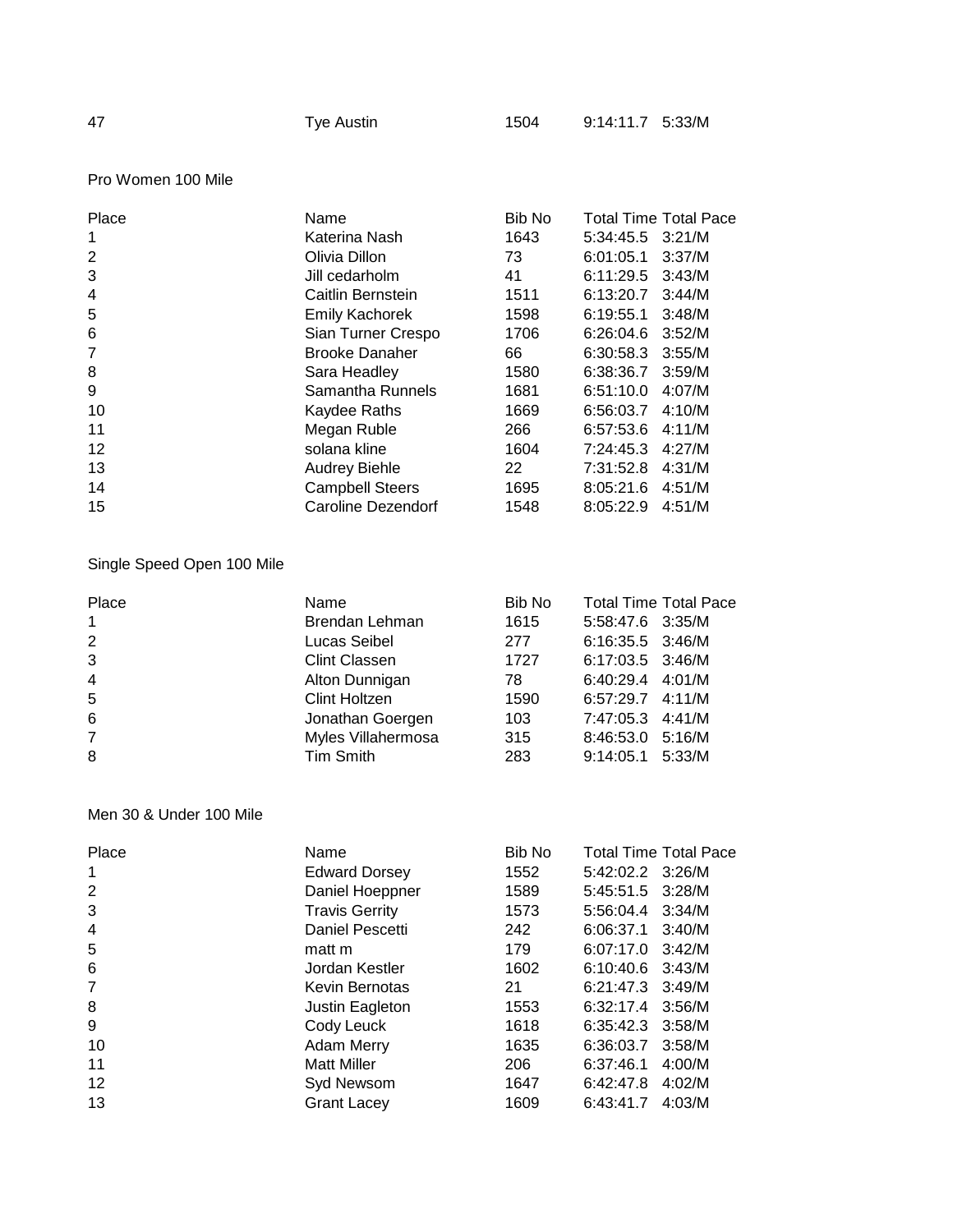| 47 | Tye Austin | 1504 | 9:14:11.7 | 5:33/M |
|---|---|---|---|---|

Pro Women 100 Mile

| Place | Name | Bib No | Total Time | Total Pace |
|---|---|---|---|---|
| 1 | Katerina Nash | 1643 | 5:34:45.5 | 3:21/M |
| 2 | Olivia Dillon | 73 | 6:01:05.1 | 3:37/M |
| 3 | Jill cedarholm | 41 | 6:11:29.5 | 3:43/M |
| 4 | Caitlin Bernstein | 1511 | 6:13:20.7 | 3:44/M |
| 5 | Emily Kachorek | 1598 | 6:19:55.1 | 3:48/M |
| 6 | Sian Turner Crespo | 1706 | 6:26:04.6 | 3:52/M |
| 7 | Brooke Danaher | 66 | 6:30:58.3 | 3:55/M |
| 8 | Sara Headley | 1580 | 6:38:36.7 | 3:59/M |
| 9 | Samantha Runnels | 1681 | 6:51:10.0 | 4:07/M |
| 10 | Kaydee Raths | 1669 | 6:56:03.7 | 4:10/M |
| 11 | Megan Ruble | 266 | 6:57:53.6 | 4:11/M |
| 12 | solana kline | 1604 | 7:24:45.3 | 4:27/M |
| 13 | Audrey Biehle | 22 | 7:31:52.8 | 4:31/M |
| 14 | Campbell Steers | 1695 | 8:05:21.6 | 4:51/M |
| 15 | Caroline Dezendorf | 1548 | 8:05:22.9 | 4:51/M |

Single Speed Open 100 Mile

| Place | Name | Bib No | Total Time | Total Pace |
|---|---|---|---|---|
| 1 | Brendan Lehman | 1615 | 5:58:47.6 | 3:35/M |
| 2 | Lucas Seibel | 277 | 6:16:35.5 | 3:46/M |
| 3 | Clint Classen | 1727 | 6:17:03.5 | 3:46/M |
| 4 | Alton Dunnigan | 78 | 6:40:29.4 | 4:01/M |
| 5 | Clint Holtzen | 1590 | 6:57:29.7 | 4:11/M |
| 6 | Jonathan Goergen | 103 | 7:47:05.3 | 4:41/M |
| 7 | Myles Villahermosa | 315 | 8:46:53.0 | 5:16/M |
| 8 | Tim Smith | 283 | 9:14:05.1 | 5:33/M |

Men 30 & Under 100 Mile

| Place | Name | Bib No | Total Time | Total Pace |
|---|---|---|---|---|
| 1 | Edward Dorsey | 1552 | 5:42:02.2 | 3:26/M |
| 2 | Daniel Hoeppner | 1589 | 5:45:51.5 | 3:28/M |
| 3 | Travis Gerrity | 1573 | 5:56:04.4 | 3:34/M |
| 4 | Daniel Pescetti | 242 | 6:06:37.1 | 3:40/M |
| 5 | matt m | 179 | 6:07:17.0 | 3:42/M |
| 6 | Jordan Kestler | 1602 | 6:10:40.6 | 3:43/M |
| 7 | Kevin Bernotas | 21 | 6:21:47.3 | 3:49/M |
| 8 | Justin Eagleton | 1553 | 6:32:17.4 | 3:56/M |
| 9 | Cody Leuck | 1618 | 6:35:42.3 | 3:58/M |
| 10 | Adam Merry | 1635 | 6:36:03.7 | 3:58/M |
| 11 | Matt Miller | 206 | 6:37:46.1 | 4:00/M |
| 12 | Syd Newsom | 1647 | 6:42:47.8 | 4:02/M |
| 13 | Grant Lacey | 1609 | 6:43:41.7 | 4:03/M |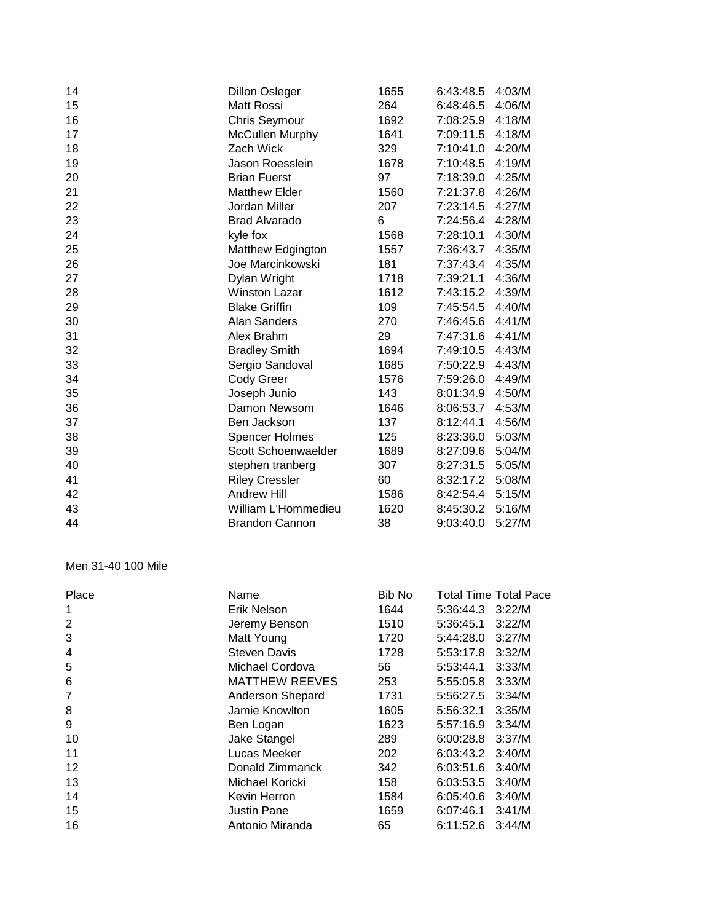| | | | | |
|---|---|---|---|---|
| 14 | Dillon Osleger | 1655 | 6:43:48.5 | 4:03/M |
| 15 | Matt Rossi | 264 | 6:48:46.5 | 4:06/M |
| 16 | Chris Seymour | 1692 | 7:08:25.9 | 4:18/M |
| 17 | McCullen Murphy | 1641 | 7:09:11.5 | 4:18/M |
| 18 | Zach Wick | 329 | 7:10:41.0 | 4:20/M |
| 19 | Jason Roesslein | 1678 | 7:10:48.5 | 4:19/M |
| 20 | Brian Fuerst | 97 | 7:18:39.0 | 4:25/M |
| 21 | Matthew Elder | 1560 | 7:21:37.8 | 4:26/M |
| 22 | Jordan Miller | 207 | 7:23:14.5 | 4:27/M |
| 23 | Brad Alvarado | 6 | 7:24:56.4 | 4:28/M |
| 24 | kyle fox | 1568 | 7:28:10.1 | 4:30/M |
| 25 | Matthew Edgington | 1557 | 7:36:43.7 | 4:35/M |
| 26 | Joe Marcinkowski | 181 | 7:37:43.4 | 4:35/M |
| 27 | Dylan Wright | 1718 | 7:39:21.1 | 4:36/M |
| 28 | Winston Lazar | 1612 | 7:43:15.2 | 4:39/M |
| 29 | Blake Griffin | 109 | 7:45:54.5 | 4:40/M |
| 30 | Alan Sanders | 270 | 7:46:45.6 | 4:41/M |
| 31 | Alex Brahm | 29 | 7:47:31.6 | 4:41/M |
| 32 | Bradley Smith | 1694 | 7:49:10.5 | 4:43/M |
| 33 | Sergio Sandoval | 1685 | 7:50:22.9 | 4:43/M |
| 34 | Cody Greer | 1576 | 7:59:26.0 | 4:49/M |
| 35 | Joseph Junio | 143 | 8:01:34.9 | 4:50/M |
| 36 | Damon Newsom | 1646 | 8:06:53.7 | 4:53/M |
| 37 | Ben Jackson | 137 | 8:12:44.1 | 4:56/M |
| 38 | Spencer Holmes | 125 | 8:23:36.0 | 5:03/M |
| 39 | Scott Schoenwaelder | 1689 | 8:27:09.6 | 5:04/M |
| 40 | stephen tranberg | 307 | 8:27:31.5 | 5:05/M |
| 41 | Riley Cressler | 60 | 8:32:17.2 | 5:08/M |
| 42 | Andrew Hill | 1586 | 8:42:54.4 | 5:15/M |
| 43 | William L'Hommedieu | 1620 | 8:45:30.2 | 5:16/M |
| 44 | Brandon Cannon | 38 | 9:03:40.0 | 5:27/M |

Men 31-40 100 Mile

| Place | Name | Bib No | Total Time | Total Pace |
|---|---|---|---|---|
| 1 | Erik Nelson | 1644 | 5:36:44.3 | 3:22/M |
| 2 | Jeremy Benson | 1510 | 5:36:45.1 | 3:22/M |
| 3 | Matt Young | 1720 | 5:44:28.0 | 3:27/M |
| 4 | Steven Davis | 1728 | 5:53:17.8 | 3:32/M |
| 5 | Michael Cordova | 56 | 5:53:44.1 | 3:33/M |
| 6 | MATTHEW REEVES | 253 | 5:55:05.8 | 3:33/M |
| 7 | Anderson Shepard | 1731 | 5:56:27.5 | 3:34/M |
| 8 | Jamie Knowlton | 1605 | 5:56:32.1 | 3:35/M |
| 9 | Ben Logan | 1623 | 5:57:16.9 | 3:34/M |
| 10 | Jake Stangel | 289 | 6:00:28.8 | 3:37/M |
| 11 | Lucas Meeker | 202 | 6:03:43.2 | 3:40/M |
| 12 | Donald Zimmanck | 342 | 6:03:51.6 | 3:40/M |
| 13 | Michael Koricki | 158 | 6:03:53.5 | 3:40/M |
| 14 | Kevin Herron | 1584 | 6:05:40.6 | 3:40/M |
| 15 | Justin Pane | 1659 | 6:07:46.1 | 3:41/M |
| 16 | Antonio Miranda | 65 | 6:11:52.6 | 3:44/M |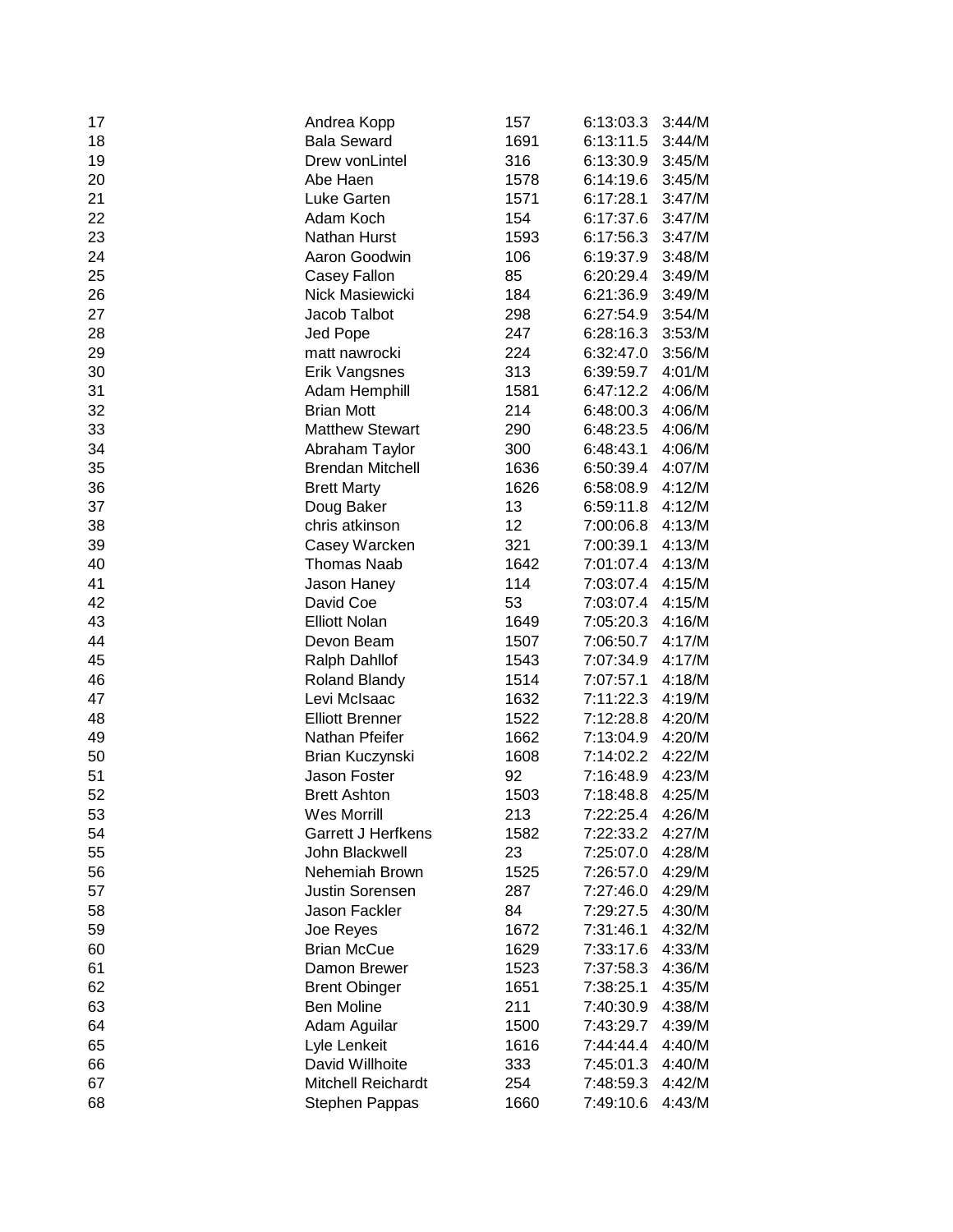| | | | | |
|---|---|---|---|---|
| 17 | Andrea Kopp | 157 | 6:13:03.3 | 3:44/M |
| 18 | Bala Seward | 1691 | 6:13:11.5 | 3:44/M |
| 19 | Drew vonLintel | 316 | 6:13:30.9 | 3:45/M |
| 20 | Abe Haen | 1578 | 6:14:19.6 | 3:45/M |
| 21 | Luke Garten | 1571 | 6:17:28.1 | 3:47/M |
| 22 | Adam Koch | 154 | 6:17:37.6 | 3:47/M |
| 23 | Nathan Hurst | 1593 | 6:17:56.3 | 3:47/M |
| 24 | Aaron Goodwin | 106 | 6:19:37.9 | 3:48/M |
| 25 | Casey Fallon | 85 | 6:20:29.4 | 3:49/M |
| 26 | Nick Masiewicki | 184 | 6:21:36.9 | 3:49/M |
| 27 | Jacob Talbot | 298 | 6:27:54.9 | 3:54/M |
| 28 | Jed Pope | 247 | 6:28:16.3 | 3:53/M |
| 29 | matt nawrocki | 224 | 6:32:47.0 | 3:56/M |
| 30 | Erik Vangsnes | 313 | 6:39:59.7 | 4:01/M |
| 31 | Adam Hemphill | 1581 | 6:47:12.2 | 4:06/M |
| 32 | Brian Mott | 214 | 6:48:00.3 | 4:06/M |
| 33 | Matthew Stewart | 290 | 6:48:23.5 | 4:06/M |
| 34 | Abraham Taylor | 300 | 6:48:43.1 | 4:06/M |
| 35 | Brendan Mitchell | 1636 | 6:50:39.4 | 4:07/M |
| 36 | Brett Marty | 1626 | 6:58:08.9 | 4:12/M |
| 37 | Doug Baker | 13 | 6:59:11.8 | 4:12/M |
| 38 | chris atkinson | 12 | 7:00:06.8 | 4:13/M |
| 39 | Casey Warcken | 321 | 7:00:39.1 | 4:13/M |
| 40 | Thomas Naab | 1642 | 7:01:07.4 | 4:13/M |
| 41 | Jason Haney | 114 | 7:03:07.4 | 4:15/M |
| 42 | David Coe | 53 | 7:03:07.4 | 4:15/M |
| 43 | Elliott Nolan | 1649 | 7:05:20.3 | 4:16/M |
| 44 | Devon Beam | 1507 | 7:06:50.7 | 4:17/M |
| 45 | Ralph Dahllof | 1543 | 7:07:34.9 | 4:17/M |
| 46 | Roland Blandy | 1514 | 7:07:57.1 | 4:18/M |
| 47 | Levi McIsaac | 1632 | 7:11:22.3 | 4:19/M |
| 48 | Elliott Brenner | 1522 | 7:12:28.8 | 4:20/M |
| 49 | Nathan Pfeifer | 1662 | 7:13:04.9 | 4:20/M |
| 50 | Brian Kuczynski | 1608 | 7:14:02.2 | 4:22/M |
| 51 | Jason Foster | 92 | 7:16:48.9 | 4:23/M |
| 52 | Brett Ashton | 1503 | 7:18:48.8 | 4:25/M |
| 53 | Wes Morrill | 213 | 7:22:25.4 | 4:26/M |
| 54 | Garrett J Herfkens | 1582 | 7:22:33.2 | 4:27/M |
| 55 | John Blackwell | 23 | 7:25:07.0 | 4:28/M |
| 56 | Nehemiah Brown | 1525 | 7:26:57.0 | 4:29/M |
| 57 | Justin Sorensen | 287 | 7:27:46.0 | 4:29/M |
| 58 | Jason Fackler | 84 | 7:29:27.5 | 4:30/M |
| 59 | Joe Reyes | 1672 | 7:31:46.1 | 4:32/M |
| 60 | Brian McCue | 1629 | 7:33:17.6 | 4:33/M |
| 61 | Damon Brewer | 1523 | 7:37:58.3 | 4:36/M |
| 62 | Brent Obinger | 1651 | 7:38:25.1 | 4:35/M |
| 63 | Ben Moline | 211 | 7:40:30.9 | 4:38/M |
| 64 | Adam Aguilar | 1500 | 7:43:29.7 | 4:39/M |
| 65 | Lyle Lenkeit | 1616 | 7:44:44.4 | 4:40/M |
| 66 | David Willhoite | 333 | 7:45:01.3 | 4:40/M |
| 67 | Mitchell Reichardt | 254 | 7:48:59.3 | 4:42/M |
| 68 | Stephen Pappas | 1660 | 7:49:10.6 | 4:43/M |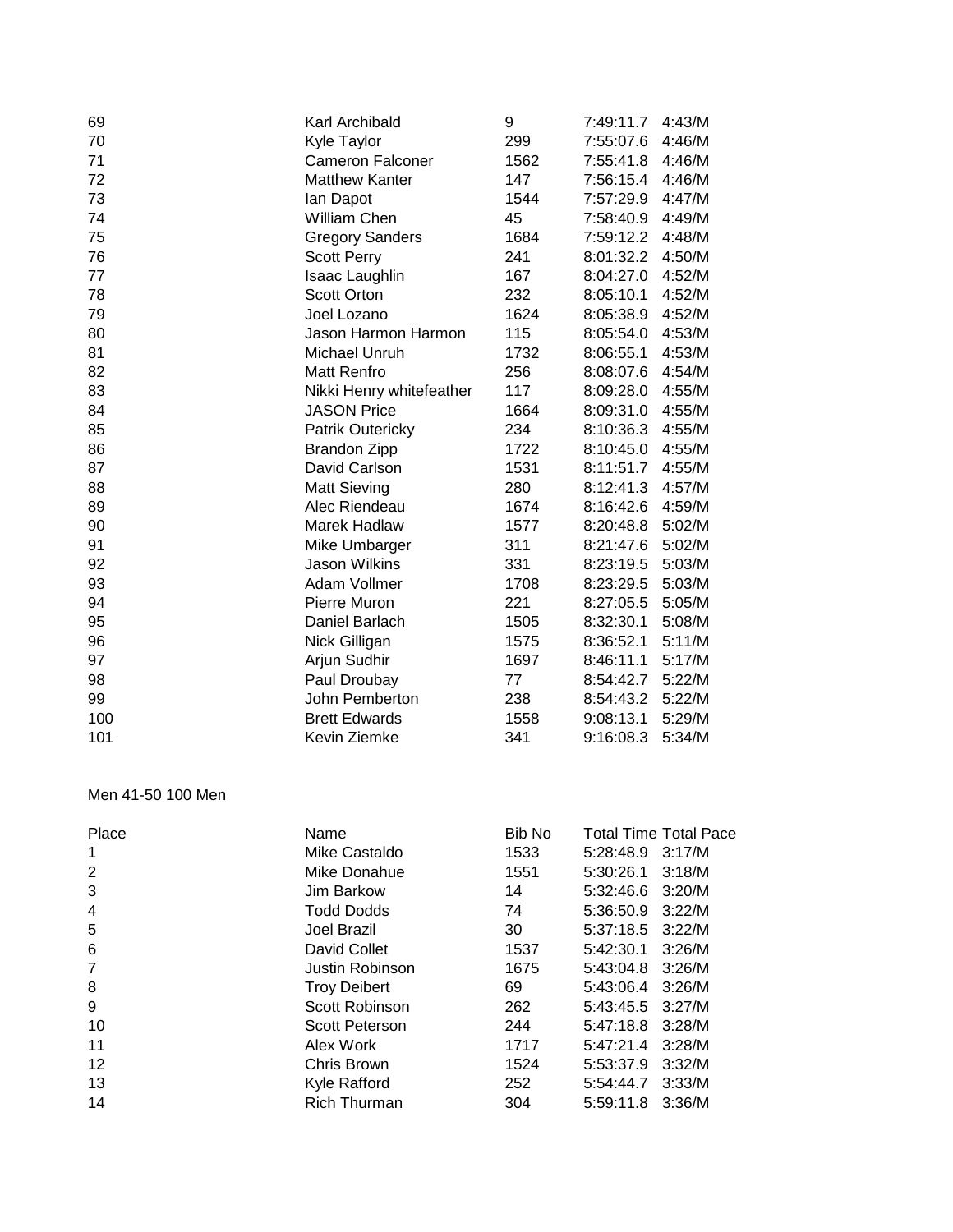| | | | | |
|---|---|---|---|---|
| 69 | Karl Archibald | 9 | 7:49:11.7 | 4:43/M |
| 70 | Kyle Taylor | 299 | 7:55:07.6 | 4:46/M |
| 71 | Cameron Falconer | 1562 | 7:55:41.8 | 4:46/M |
| 72 | Matthew Kanter | 147 | 7:56:15.4 | 4:46/M |
| 73 | Ian Dapot | 1544 | 7:57:29.9 | 4:47/M |
| 74 | William Chen | 45 | 7:58:40.9 | 4:49/M |
| 75 | Gregory Sanders | 1684 | 7:59:12.2 | 4:48/M |
| 76 | Scott Perry | 241 | 8:01:32.2 | 4:50/M |
| 77 | Isaac Laughlin | 167 | 8:04:27.0 | 4:52/M |
| 78 | Scott Orton | 232 | 8:05:10.1 | 4:52/M |
| 79 | Joel Lozano | 1624 | 8:05:38.9 | 4:52/M |
| 80 | Jason Harmon Harmon | 115 | 8:05:54.0 | 4:53/M |
| 81 | Michael Unruh | 1732 | 8:06:55.1 | 4:53/M |
| 82 | Matt Renfro | 256 | 8:08:07.6 | 4:54/M |
| 83 | Nikki Henry whitefeather | 117 | 8:09:28.0 | 4:55/M |
| 84 | JASON Price | 1664 | 8:09:31.0 | 4:55/M |
| 85 | Patrik Outericky | 234 | 8:10:36.3 | 4:55/M |
| 86 | Brandon Zipp | 1722 | 8:10:45.0 | 4:55/M |
| 87 | David Carlson | 1531 | 8:11:51.7 | 4:55/M |
| 88 | Matt Sieving | 280 | 8:12:41.3 | 4:57/M |
| 89 | Alec Riendeau | 1674 | 8:16:42.6 | 4:59/M |
| 90 | Marek Hadlaw | 1577 | 8:20:48.8 | 5:02/M |
| 91 | Mike Umbarger | 311 | 8:21:47.6 | 5:02/M |
| 92 | Jason Wilkins | 331 | 8:23:19.5 | 5:03/M |
| 93 | Adam Vollmer | 1708 | 8:23:29.5 | 5:03/M |
| 94 | Pierre Muron | 221 | 8:27:05.5 | 5:05/M |
| 95 | Daniel Barlach | 1505 | 8:32:30.1 | 5:08/M |
| 96 | Nick Gilligan | 1575 | 8:36:52.1 | 5:11/M |
| 97 | Arjun Sudhir | 1697 | 8:46:11.1 | 5:17/M |
| 98 | Paul Droubay | 77 | 8:54:42.7 | 5:22/M |
| 99 | John Pemberton | 238 | 8:54:43.2 | 5:22/M |
| 100 | Brett Edwards | 1558 | 9:08:13.1 | 5:29/M |
| 101 | Kevin Ziemke | 341 | 9:16:08.3 | 5:34/M |

Men 41-50 100 Men

| Place | Name | Bib No | Total Time | Total Pace |
|---|---|---|---|---|
| 1 | Mike Castaldo | 1533 | 5:28:48.9 | 3:17/M |
| 2 | Mike Donahue | 1551 | 5:30:26.1 | 3:18/M |
| 3 | Jim Barkow | 14 | 5:32:46.6 | 3:20/M |
| 4 | Todd Dodds | 74 | 5:36:50.9 | 3:22/M |
| 5 | Joel Brazil | 30 | 5:37:18.5 | 3:22/M |
| 6 | David Collet | 1537 | 5:42:30.1 | 3:26/M |
| 7 | Justin Robinson | 1675 | 5:43:04.8 | 3:26/M |
| 8 | Troy Deibert | 69 | 5:43:06.4 | 3:26/M |
| 9 | Scott Robinson | 262 | 5:43:45.5 | 3:27/M |
| 10 | Scott Peterson | 244 | 5:47:18.8 | 3:28/M |
| 11 | Alex Work | 1717 | 5:47:21.4 | 3:28/M |
| 12 | Chris Brown | 1524 | 5:53:37.9 | 3:32/M |
| 13 | Kyle Rafford | 252 | 5:54:44.7 | 3:33/M |
| 14 | Rich Thurman | 304 | 5:59:11.8 | 3:36/M |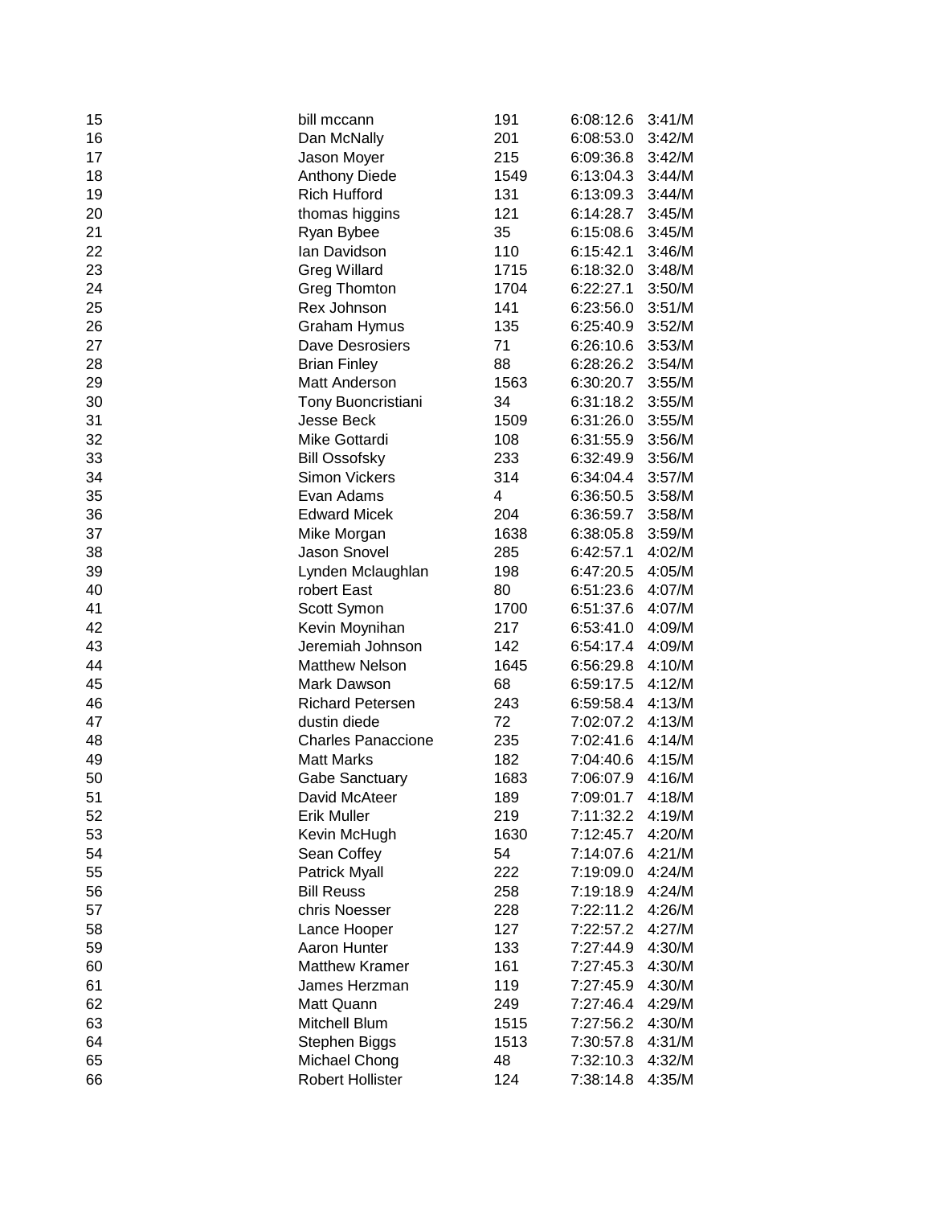| | | | | |
|---|---|---|---|---|
| 15 | bill mccann | 191 | 6:08:12.6 | 3:41/M |
| 16 | Dan McNally | 201 | 6:08:53.0 | 3:42/M |
| 17 | Jason Moyer | 215 | 6:09:36.8 | 3:42/M |
| 18 | Anthony Diede | 1549 | 6:13:04.3 | 3:44/M |
| 19 | Rich Hufford | 131 | 6:13:09.3 | 3:44/M |
| 20 | thomas higgins | 121 | 6:14:28.7 | 3:45/M |
| 21 | Ryan Bybee | 35 | 6:15:08.6 | 3:45/M |
| 22 | Ian Davidson | 110 | 6:15:42.1 | 3:46/M |
| 23 | Greg Willard | 1715 | 6:18:32.0 | 3:48/M |
| 24 | Greg Thomton | 1704 | 6:22:27.1 | 3:50/M |
| 25 | Rex Johnson | 141 | 6:23:56.0 | 3:51/M |
| 26 | Graham Hymus | 135 | 6:25:40.9 | 3:52/M |
| 27 | Dave Desrosiers | 71 | 6:26:10.6 | 3:53/M |
| 28 | Brian Finley | 88 | 6:28:26.2 | 3:54/M |
| 29 | Matt Anderson | 1563 | 6:30:20.7 | 3:55/M |
| 30 | Tony Buoncristiani | 34 | 6:31:18.2 | 3:55/M |
| 31 | Jesse Beck | 1509 | 6:31:26.0 | 3:55/M |
| 32 | Mike Gottardi | 108 | 6:31:55.9 | 3:56/M |
| 33 | Bill Ossofsky | 233 | 6:32:49.9 | 3:56/M |
| 34 | Simon Vickers | 314 | 6:34:04.4 | 3:57/M |
| 35 | Evan Adams | 4 | 6:36:50.5 | 3:58/M |
| 36 | Edward Micek | 204 | 6:36:59.7 | 3:58/M |
| 37 | Mike Morgan | 1638 | 6:38:05.8 | 3:59/M |
| 38 | Jason Snovel | 285 | 6:42:57.1 | 4:02/M |
| 39 | Lynden Mclaughlan | 198 | 6:47:20.5 | 4:05/M |
| 40 | robert East | 80 | 6:51:23.6 | 4:07/M |
| 41 | Scott Symon | 1700 | 6:51:37.6 | 4:07/M |
| 42 | Kevin Moynihan | 217 | 6:53:41.0 | 4:09/M |
| 43 | Jeremiah Johnson | 142 | 6:54:17.4 | 4:09/M |
| 44 | Matthew Nelson | 1645 | 6:56:29.8 | 4:10/M |
| 45 | Mark Dawson | 68 | 6:59:17.5 | 4:12/M |
| 46 | Richard Petersen | 243 | 6:59:58.4 | 4:13/M |
| 47 | dustin diede | 72 | 7:02:07.2 | 4:13/M |
| 48 | Charles Panaccione | 235 | 7:02:41.6 | 4:14/M |
| 49 | Matt Marks | 182 | 7:04:40.6 | 4:15/M |
| 50 | Gabe Sanctuary | 1683 | 7:06:07.9 | 4:16/M |
| 51 | David McAteer | 189 | 7:09:01.7 | 4:18/M |
| 52 | Erik Muller | 219 | 7:11:32.2 | 4:19/M |
| 53 | Kevin McHugh | 1630 | 7:12:45.7 | 4:20/M |
| 54 | Sean Coffey | 54 | 7:14:07.6 | 4:21/M |
| 55 | Patrick Myall | 222 | 7:19:09.0 | 4:24/M |
| 56 | Bill Reuss | 258 | 7:19:18.9 | 4:24/M |
| 57 | chris Noesser | 228 | 7:22:11.2 | 4:26/M |
| 58 | Lance Hooper | 127 | 7:22:57.2 | 4:27/M |
| 59 | Aaron Hunter | 133 | 7:27:44.9 | 4:30/M |
| 60 | Matthew Kramer | 161 | 7:27:45.3 | 4:30/M |
| 61 | James Herzman | 119 | 7:27:45.9 | 4:30/M |
| 62 | Matt Quann | 249 | 7:27:46.4 | 4:29/M |
| 63 | Mitchell Blum | 1515 | 7:27:56.2 | 4:30/M |
| 64 | Stephen Biggs | 1513 | 7:30:57.8 | 4:31/M |
| 65 | Michael Chong | 48 | 7:32:10.3 | 4:32/M |
| 66 | Robert Hollister | 124 | 7:38:14.8 | 4:35/M |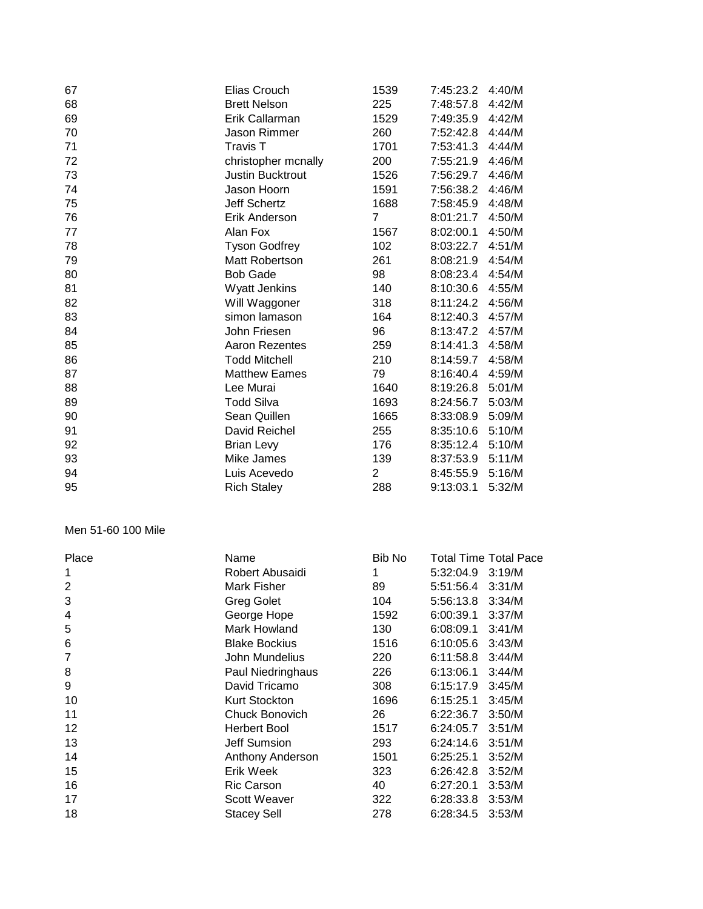| | | | | |
|---|---|---|---|---|
| 67 | Elias Crouch | 1539 | 7:45:23.2 | 4:40/M |
| 68 | Brett Nelson | 225 | 7:48:57.8 | 4:42/M |
| 69 | Erik Callarman | 1529 | 7:49:35.9 | 4:42/M |
| 70 | Jason Rimmer | 260 | 7:52:42.8 | 4:44/M |
| 71 | Travis T | 1701 | 7:53:41.3 | 4:44/M |
| 72 | christopher mcnally | 200 | 7:55:21.9 | 4:46/M |
| 73 | Justin Bucktrout | 1526 | 7:56:29.7 | 4:46/M |
| 74 | Jason Hoorn | 1591 | 7:56:38.2 | 4:46/M |
| 75 | Jeff Schertz | 1688 | 7:58:45.9 | 4:48/M |
| 76 | Erik Anderson | 7 | 8:01:21.7 | 4:50/M |
| 77 | Alan Fox | 1567 | 8:02:00.1 | 4:50/M |
| 78 | Tyson Godfrey | 102 | 8:03:22.7 | 4:51/M |
| 79 | Matt Robertson | 261 | 8:08:21.9 | 4:54/M |
| 80 | Bob Gade | 98 | 8:08:23.4 | 4:54/M |
| 81 | Wyatt Jenkins | 140 | 8:10:30.6 | 4:55/M |
| 82 | Will Waggoner | 318 | 8:11:24.2 | 4:56/M |
| 83 | simon lamason | 164 | 8:12:40.3 | 4:57/M |
| 84 | John Friesen | 96 | 8:13:47.2 | 4:57/M |
| 85 | Aaron Rezentes | 259 | 8:14:41.3 | 4:58/M |
| 86 | Todd Mitchell | 210 | 8:14:59.7 | 4:58/M |
| 87 | Matthew Eames | 79 | 8:16:40.4 | 4:59/M |
| 88 | Lee Murai | 1640 | 8:19:26.8 | 5:01/M |
| 89 | Todd Silva | 1693 | 8:24:56.7 | 5:03/M |
| 90 | Sean Quillen | 1665 | 8:33:08.9 | 5:09/M |
| 91 | David Reichel | 255 | 8:35:10.6 | 5:10/M |
| 92 | Brian Levy | 176 | 8:35:12.4 | 5:10/M |
| 93 | Mike James | 139 | 8:37:53.9 | 5:11/M |
| 94 | Luis Acevedo | 2 | 8:45:55.9 | 5:16/M |
| 95 | Rich Staley | 288 | 9:13:03.1 | 5:32/M |

Men 51-60 100 Mile

| Place | Name | Bib No | Total Time | Total Pace |
|---|---|---|---|---|
| 1 | Robert Abusaidi | 1 | 5:32:04.9 | 3:19/M |
| 2 | Mark Fisher | 89 | 5:51:56.4 | 3:31/M |
| 3 | Greg Golet | 104 | 5:56:13.8 | 3:34/M |
| 4 | George Hope | 1592 | 6:00:39.1 | 3:37/M |
| 5 | Mark Howland | 130 | 6:08:09.1 | 3:41/M |
| 6 | Blake Bockius | 1516 | 6:10:05.6 | 3:43/M |
| 7 | John Mundelius | 220 | 6:11:58.8 | 3:44/M |
| 8 | Paul Niedringhaus | 226 | 6:13:06.1 | 3:44/M |
| 9 | David Tricamo | 308 | 6:15:17.9 | 3:45/M |
| 10 | Kurt Stockton | 1696 | 6:15:25.1 | 3:45/M |
| 11 | Chuck Bonovich | 26 | 6:22:36.7 | 3:50/M |
| 12 | Herbert Bool | 1517 | 6:24:05.7 | 3:51/M |
| 13 | Jeff Sumsion | 293 | 6:24:14.6 | 3:51/M |
| 14 | Anthony Anderson | 1501 | 6:25:25.1 | 3:52/M |
| 15 | Erik Week | 323 | 6:26:42.8 | 3:52/M |
| 16 | Ric Carson | 40 | 6:27:20.1 | 3:53/M |
| 17 | Scott Weaver | 322 | 6:28:33.8 | 3:53/M |
| 18 | Stacey Sell | 278 | 6:28:34.5 | 3:53/M |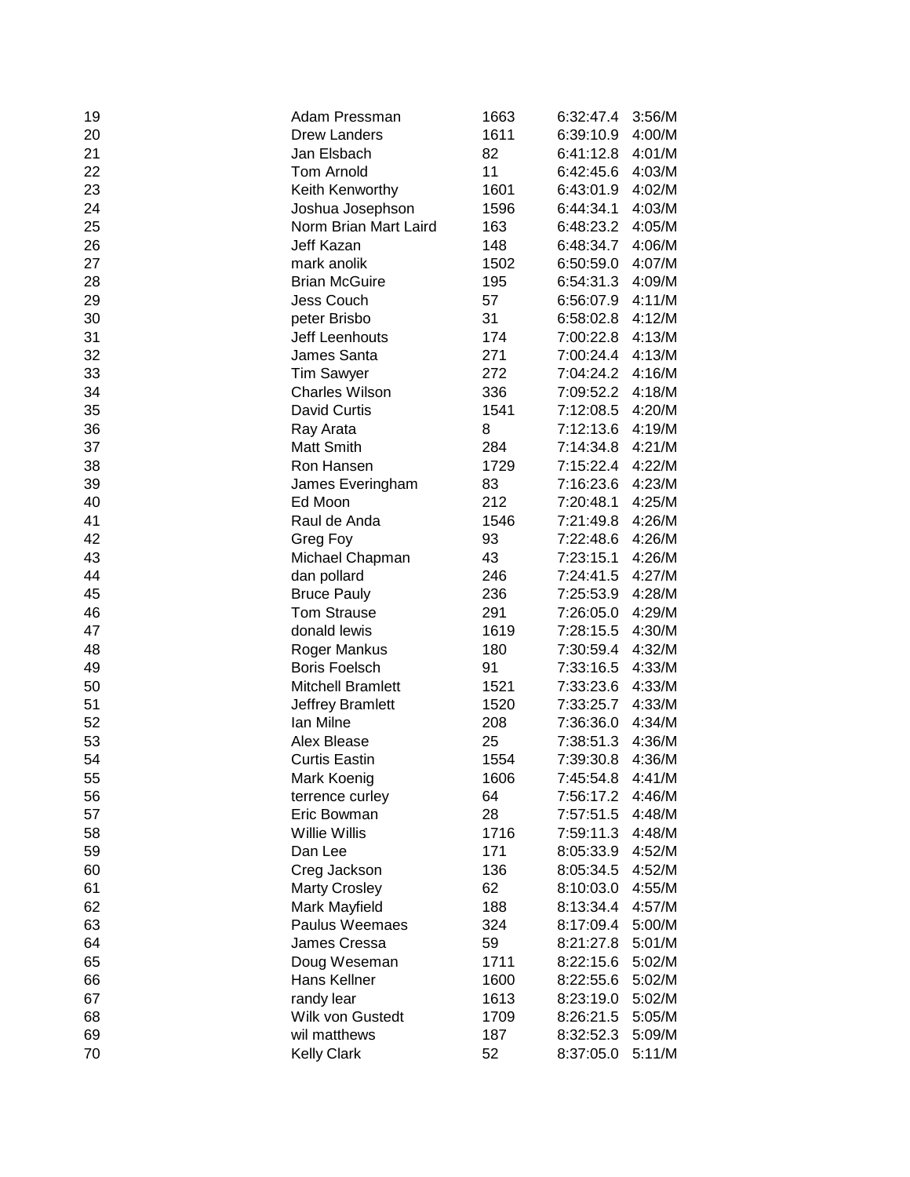| | | | | |
|---|---|---|---|---|
| 19 | Adam Pressman | 1663 | 6:32:47.4 | 3:56/M |
| 20 | Drew Landers | 1611 | 6:39:10.9 | 4:00/M |
| 21 | Jan Elsbach | 82 | 6:41:12.8 | 4:01/M |
| 22 | Tom Arnold | 11 | 6:42:45.6 | 4:03/M |
| 23 | Keith Kenworthy | 1601 | 6:43:01.9 | 4:02/M |
| 24 | Joshua Josephson | 1596 | 6:44:34.1 | 4:03/M |
| 25 | Norm Brian Mart Laird | 163 | 6:48:23.2 | 4:05/M |
| 26 | Jeff Kazan | 148 | 6:48:34.7 | 4:06/M |
| 27 | mark anolik | 1502 | 6:50:59.0 | 4:07/M |
| 28 | Brian McGuire | 195 | 6:54:31.3 | 4:09/M |
| 29 | Jess Couch | 57 | 6:56:07.9 | 4:11/M |
| 30 | peter Brisbo | 31 | 6:58:02.8 | 4:12/M |
| 31 | Jeff Leenhouts | 174 | 7:00:22.8 | 4:13/M |
| 32 | James Santa | 271 | 7:00:24.4 | 4:13/M |
| 33 | Tim Sawyer | 272 | 7:04:24.2 | 4:16/M |
| 34 | Charles Wilson | 336 | 7:09:52.2 | 4:18/M |
| 35 | David Curtis | 1541 | 7:12:08.5 | 4:20/M |
| 36 | Ray Arata | 8 | 7:12:13.6 | 4:19/M |
| 37 | Matt Smith | 284 | 7:14:34.8 | 4:21/M |
| 38 | Ron Hansen | 1729 | 7:15:22.4 | 4:22/M |
| 39 | James Everingham | 83 | 7:16:23.6 | 4:23/M |
| 40 | Ed Moon | 212 | 7:20:48.1 | 4:25/M |
| 41 | Raul de Anda | 1546 | 7:21:49.8 | 4:26/M |
| 42 | Greg Foy | 93 | 7:22:48.6 | 4:26/M |
| 43 | Michael Chapman | 43 | 7:23:15.1 | 4:26/M |
| 44 | dan pollard | 246 | 7:24:41.5 | 4:27/M |
| 45 | Bruce Pauly | 236 | 7:25:53.9 | 4:28/M |
| 46 | Tom Strause | 291 | 7:26:05.0 | 4:29/M |
| 47 | donald lewis | 1619 | 7:28:15.5 | 4:30/M |
| 48 | Roger Mankus | 180 | 7:30:59.4 | 4:32/M |
| 49 | Boris Foelsch | 91 | 7:33:16.5 | 4:33/M |
| 50 | Mitchell Bramlett | 1521 | 7:33:23.6 | 4:33/M |
| 51 | Jeffrey Bramlett | 1520 | 7:33:25.7 | 4:33/M |
| 52 | Ian Milne | 208 | 7:36:36.0 | 4:34/M |
| 53 | Alex Blease | 25 | 7:38:51.3 | 4:36/M |
| 54 | Curtis Eastin | 1554 | 7:39:30.8 | 4:36/M |
| 55 | Mark Koenig | 1606 | 7:45:54.8 | 4:41/M |
| 56 | terrence curley | 64 | 7:56:17.2 | 4:46/M |
| 57 | Eric Bowman | 28 | 7:57:51.5 | 4:48/M |
| 58 | Willie Willis | 1716 | 7:59:11.3 | 4:48/M |
| 59 | Dan Lee | 171 | 8:05:33.9 | 4:52/M |
| 60 | Creg Jackson | 136 | 8:05:34.5 | 4:52/M |
| 61 | Marty Crosley | 62 | 8:10:03.0 | 4:55/M |
| 62 | Mark Mayfield | 188 | 8:13:34.4 | 4:57/M |
| 63 | Paulus Weemaes | 324 | 8:17:09.4 | 5:00/M |
| 64 | James Cressa | 59 | 8:21:27.8 | 5:01/M |
| 65 | Doug Weseman | 1711 | 8:22:15.6 | 5:02/M |
| 66 | Hans Kellner | 1600 | 8:22:55.6 | 5:02/M |
| 67 | randy lear | 1613 | 8:23:19.0 | 5:02/M |
| 68 | Wilk von Gustedt | 1709 | 8:26:21.5 | 5:05/M |
| 69 | wil matthews | 187 | 8:32:52.3 | 5:09/M |
| 70 | Kelly Clark | 52 | 8:37:05.0 | 5:11/M |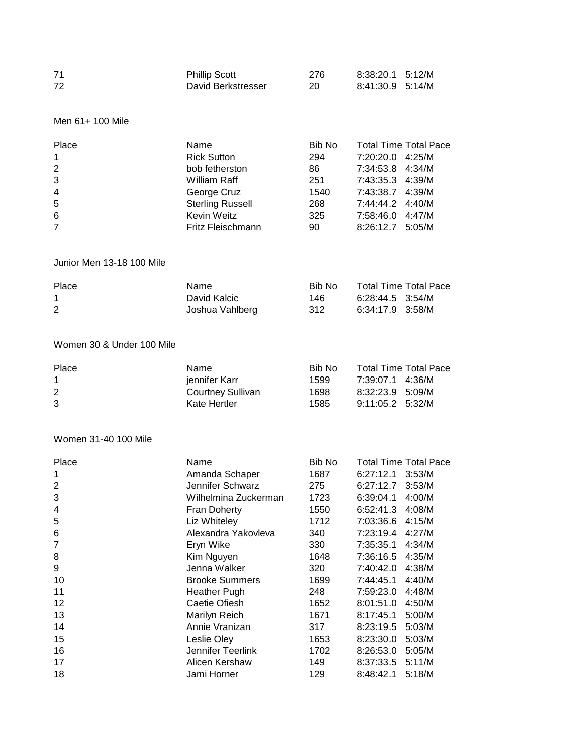| | | | | |
|---|---|---|---|---|
| 71 | Phillip Scott | 276 | 8:38:20.1 | 5:12/M |
| 72 | David Berkstresser | 20 | 8:41:30.9 | 5:14/M |

Men 61+ 100 Mile

| Place | Name | Bib No | Total Time | Total Pace |
|---|---|---|---|---|
| 1 | Rick Sutton | 294 | 7:20:20.0 | 4:25/M |
| 2 | bob fetherston | 86 | 7:34:53.8 | 4:34/M |
| 3 | William Raff | 251 | 7:43:35.3 | 4:39/M |
| 4 | George Cruz | 1540 | 7:43:38.7 | 4:39/M |
| 5 | Sterling Russell | 268 | 7:44:44.2 | 4:40/M |
| 6 | Kevin Weitz | 325 | 7:58:46.0 | 4:47/M |
| 7 | Fritz Fleischmann | 90 | 8:26:12.7 | 5:05/M |

Junior Men 13-18 100 Mile

| Place | Name | Bib No | Total Time | Total Pace |
|---|---|---|---|---|
| 1 | David Kalcic | 146 | 6:28:44.5 | 3:54/M |
| 2 | Joshua Vahlberg | 312 | 6:34:17.9 | 3:58/M |

Women 30 & Under 100 Mile

| Place | Name | Bib No | Total Time | Total Pace |
|---|---|---|---|---|
| 1 | jennifer Karr | 1599 | 7:39:07.1 | 4:36/M |
| 2 | Courtney Sullivan | 1698 | 8:32:23.9 | 5:09/M |
| 3 | Kate Hertler | 1585 | 9:11:05.2 | 5:32/M |

Women 31-40 100 Mile

| Place | Name | Bib No | Total Time | Total Pace |
|---|---|---|---|---|
| 1 | Amanda Schaper | 1687 | 6:27:12.1 | 3:53/M |
| 2 | Jennifer Schwarz | 275 | 6:27:12.7 | 3:53/M |
| 3 | Wilhelmina Zuckerman | 1723 | 6:39:04.1 | 4:00/M |
| 4 | Fran Doherty | 1550 | 6:52:41.3 | 4:08/M |
| 5 | Liz Whiteley | 1712 | 7:03:36.6 | 4:15/M |
| 6 | Alexandra Yakovleva | 340 | 7:23:19.4 | 4:27/M |
| 7 | Eryn Wike | 330 | 7:35:35.1 | 4:34/M |
| 8 | Kim Nguyen | 1648 | 7:36:16.5 | 4:35/M |
| 9 | Jenna Walker | 320 | 7:40:42.0 | 4:38/M |
| 10 | Brooke Summers | 1699 | 7:44:45.1 | 4:40/M |
| 11 | Heather Pugh | 248 | 7:59:23.0 | 4:48/M |
| 12 | Caetie Ofiesh | 1652 | 8:01:51.0 | 4:50/M |
| 13 | Marilyn Reich | 1671 | 8:17:45.1 | 5:00/M |
| 14 | Annie Vranizan | 317 | 8:23:19.5 | 5:03/M |
| 15 | Leslie Oley | 1653 | 8:23:30.0 | 5:03/M |
| 16 | Jennifer Teerlink | 1702 | 8:26:53.0 | 5:05/M |
| 17 | Alicen Kershaw | 149 | 8:37:33.5 | 5:11/M |
| 18 | Jami Horner | 129 | 8:48:42.1 | 5:18/M |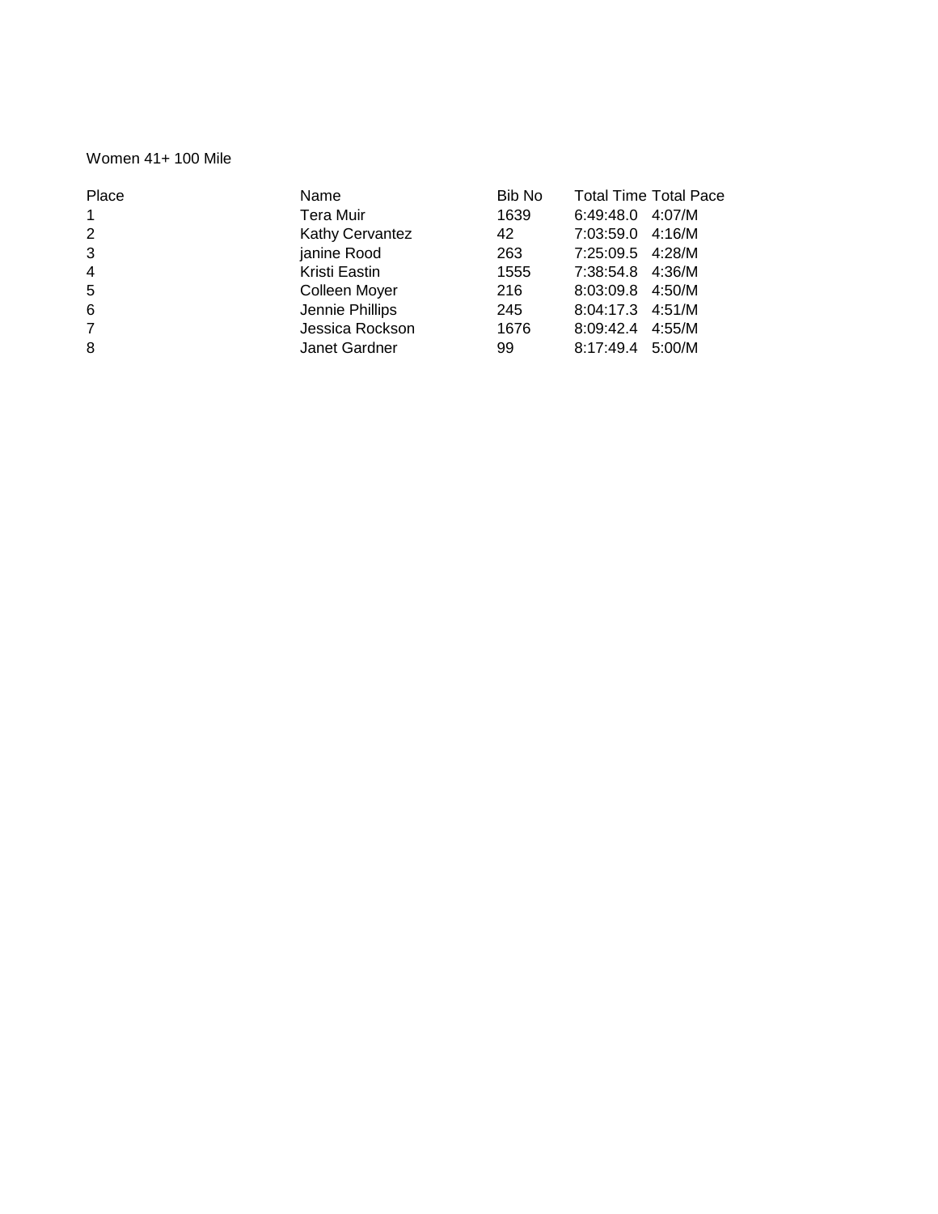Women 41+ 100 Mile

| Place | Name | Bib No | Total Time | Total Pace |
| --- | --- | --- | --- | --- |
| 1 | Tera Muir | 1639 | 6:49:48.0 | 4:07/M |
| 2 | Kathy Cervantez | 42 | 7:03:59.0 | 4:16/M |
| 3 | janine Rood | 263 | 7:25:09.5 | 4:28/M |
| 4 | Kristi Eastin | 1555 | 7:38:54.8 | 4:36/M |
| 5 | Colleen Moyer | 216 | 8:03:09.8 | 4:50/M |
| 6 | Jennie Phillips | 245 | 8:04:17.3 | 4:51/M |
| 7 | Jessica Rockson | 1676 | 8:09:42.4 | 4:55/M |
| 8 | Janet Gardner | 99 | 8:17:49.4 | 5:00/M |